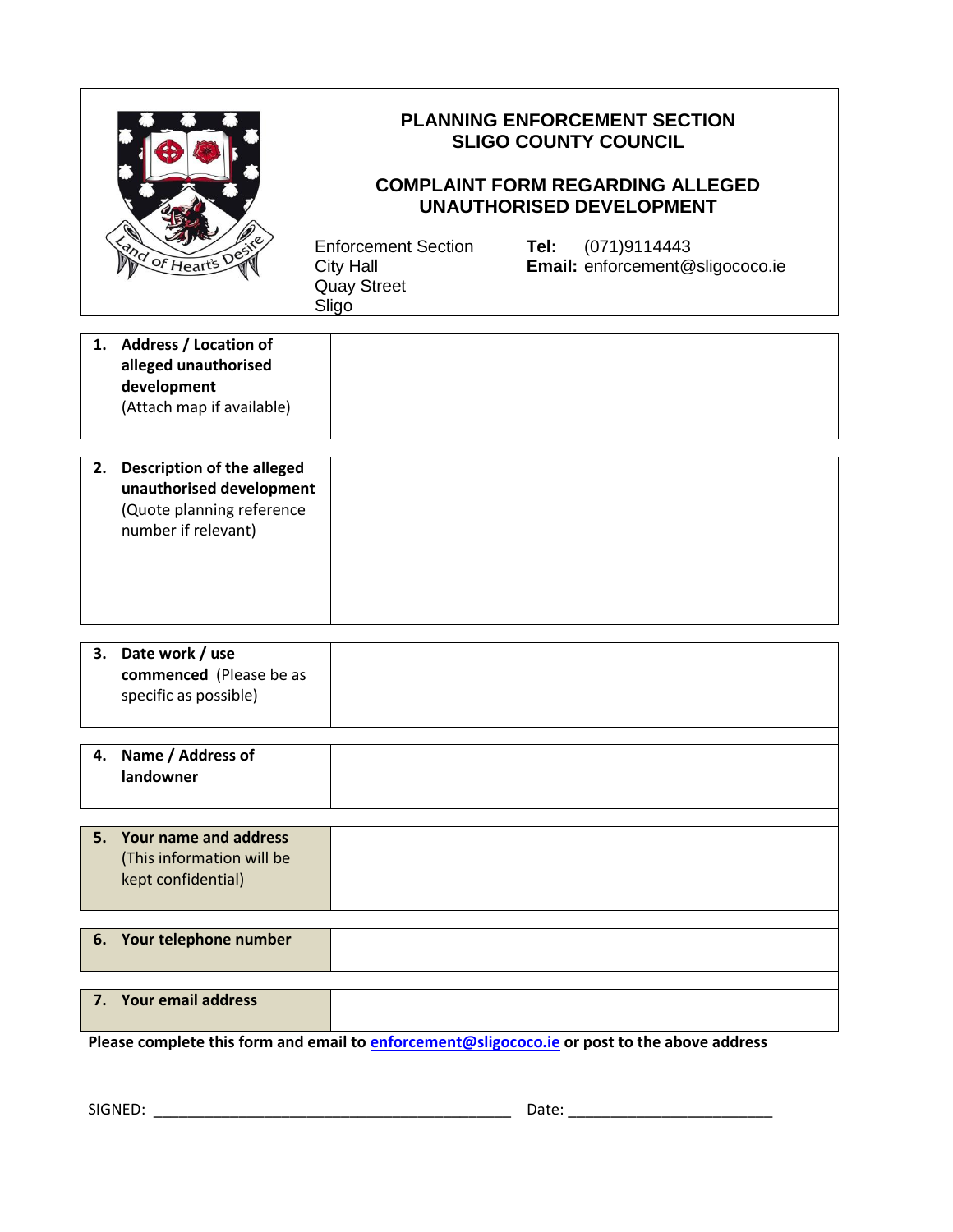# PLANNING ENFORCEMENT SECTION
# SLIGO COUNTY COUNCIL

## COMPLAINT FORM REGARDING ALLEGED UNAUTHORISED DEVELOPMENT

Enforcement Section
City Hall
Quay Street
Sligo

**Tel:** (071)9114443
**Email:** enforcement@sligococo.ie

| | |
|---|---|
| 1. **Address / Location of alleged unauthorised development** (Attach map if available) | |
| 2. **Description of the alleged unauthorised development** (Quote planning reference number if relevant) | |
| 3. **Date work / use commenced** (Please be as specific as possible) | |
| 4. **Name / Address of landowner** | |
| 5. **Your name and address** (This information will be kept confidential) | |
| 6. **Your telephone number** | |
| 7. **Your email address** | |

**Please complete this form and email to enforcement@sligococo.ie or post to the above address**

SIGNED: ___________________________________________ Date: ________________________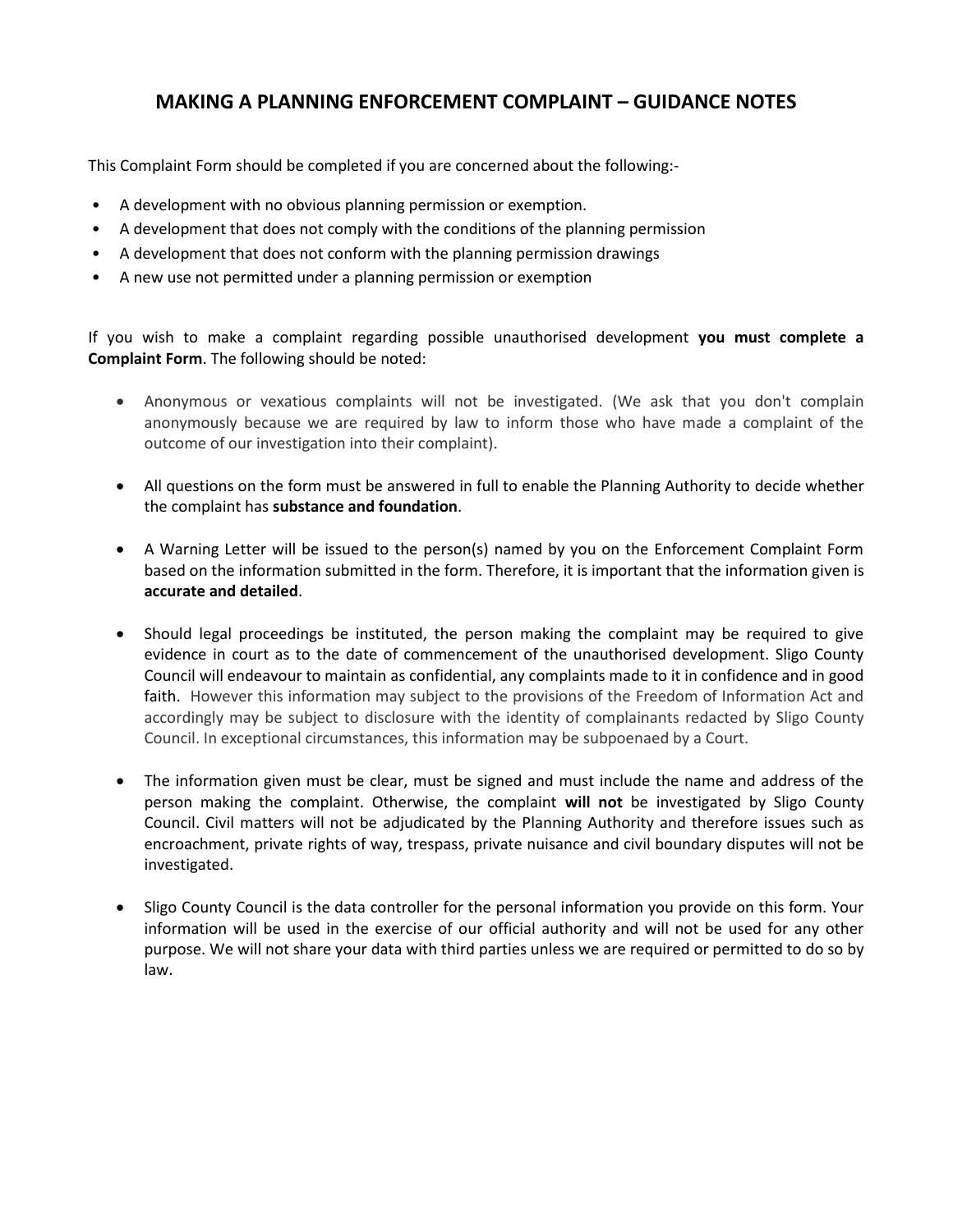# MAKING A PLANNING ENFORCEMENT COMPLAINT – GUIDANCE NOTES

This Complaint Form should be completed if you are concerned about the following:-

- A development with no obvious planning permission or exemption.
- A development that does not comply with the conditions of the planning permission
- A development that does not conform with the planning permission drawings
- A new use not permitted under a planning permission or exemption

If you wish to make a complaint regarding possible unauthorised development **you must complete a Complaint Form**. The following should be noted:

- Anonymous or vexatious complaints will not be investigated. (We ask that you don't complain anonymously because we are required by law to inform those who have made a complaint of the outcome of our investigation into their complaint).

- All questions on the form must be answered in full to enable the Planning Authority to decide whether the complaint has **substance and foundation**.

- A Warning Letter will be issued to the person(s) named by you on the Enforcement Complaint Form based on the information submitted in the form. Therefore, it is important that the information given is **accurate and detailed**.

- Should legal proceedings be instituted, the person making the complaint may be required to give evidence in court as to the date of commencement of the unauthorised development. Sligo County Council will endeavour to maintain as confidential, any complaints made to it in confidence and in good faith. However this information may subject to the provisions of the Freedom of Information Act and accordingly may be subject to disclosure with the identity of complainants redacted by Sligo County Council. In exceptional circumstances, this information may be subpoenaed by a Court.

- The information given must be clear, must be signed and must include the name and address of the person making the complaint. Otherwise, the complaint **will not** be investigated by Sligo County Council. Civil matters will not be adjudicated by the Planning Authority and therefore issues such as encroachment, private rights of way, trespass, private nuisance and civil boundary disputes will not be investigated.

- Sligo County Council is the data controller for the personal information you provide on this form. Your information will be used in the exercise of our official authority and will not be used for any other purpose. We will not share your data with third parties unless we are required or permitted to do so by law.